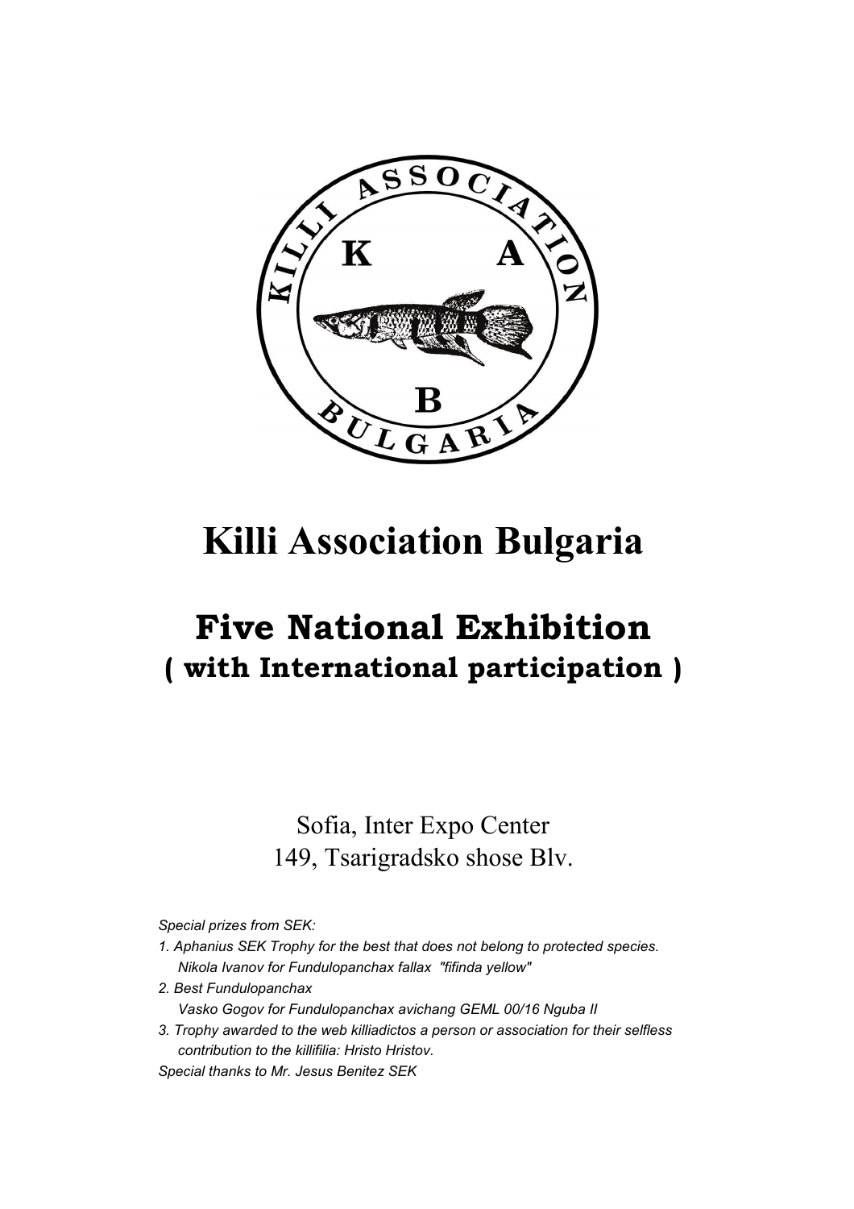# Killi Association Bulgaria

## Five National Exhibition
### ( with International participation )

Sofia, Inter Expo Center
149, Tsarigradsko shose Blv.

*Special prizes from SEK:*

1. *Aphanius SEK Trophy for the best that does not belong to protected species.*
   *Nikola Ivanov for Fundulopanchax fallax "fifinda yellow"*
2. *Best Fundulopanchax*
   *Vasko Gogov for Fundulopanchax avichang GEML 00/16 Nguba II*
3. *Trophy awarded to the web killiadictos a person or association for their selfless contribution to the killifilia: Hristo Hristov.*

*Special thanks to Mr. Jesus Benitez SEK*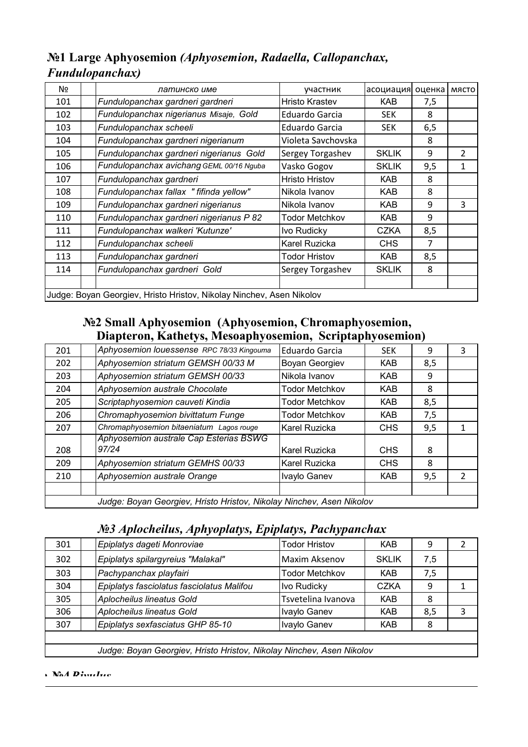## №1 Large Aphyosemion *(Aphyosemion, Radaella, Callopanchax, Fundulopanchax)*

| № | | латинско име | участник | асоциация | оценка | място |
|---|---|---|---|---|---|---|
| 101 | | *Fundulopanchax gardneri gardneri* | Hristo Krastev | KAB | 7,5 | |
| 102 | | *Fundulopanchax nigerianus Misaje, Gold* | Eduardo Garcia | SEK | 8 | |
| 103 | | *Fundulopanchax scheeli* | Eduardo Garcia | SEK | 6,5 | |
| 104 | | *Fundulopanchax gardneri nigerianum* | Violeta Savchovska | | 8 | |
| 105 | | *Fundulopanchax gardneri nigerianus Gold* | Sergey Torgashev | SKLIK | 9 | 2 |
| 106 | | *Fundulopanchax avichang GEML 00/16 Nguba* | Vasko Gogov | SKLIK | 9,5 | 1 |
| 107 | | *Fundulopanchax gardneri* | Hristo Hristov | KAB | 8 | |
| 108 | | *Fundulopanchax fallax " fifinda yellow"* | Nikola Ivanov | KAB | 8 | |
| 109 | | *Fundulopanchax gardneri nigerianus* | Nikola Ivanov | KAB | 9 | 3 |
| 110 | | *Fundulopanchax gardneri nigerianus P 82* | Todor Metchkov | KAB | 9 | |
| 111 | | *Fundulopanchax walkeri 'Kutunze'* | Ivo Rudicky | CZKA | 8,5 | |
| 112 | | *Fundulopanchax scheeli* | Karel Ruzicka | CHS | 7 | |
| 113 | | *Fundulopanchax gardneri* | Todor Hristov | KAB | 8,5 | |
| 114 | | *Fundulopanchax gardneri Gold* | Sergey Torgashev | SKLIK | 8 | |
| | | | | | | |

Judge: Boyan Georgiev, Hristo Hristov, Nikolay Ninchev, Asen Nikolov

## №2 Small Aphyosemion (Aphyosemion, Chromaphyosemion, Diapteron, Kathetys, Mesoaphyosemion, Scriptaphyosemion)

| | | | | | | |
|---|---|---|---|---|---|---|
| 201 | | *Aphyosemion louessense RPC 78/33 Kingouma* | Eduardo Garcia | SEK | 9 | 3 |
| 202 | | *Aphyosemion striatum GEMSH 00/33 M* | Boyan Georgiev | KAB | 8,5 | |
| 203 | | *Aphyosemion striatum GEMSH 00/33* | Nikola Ivanov | KAB | 9 | |
| 204 | | *Aphyosemion australe Chocolate* | Todor Metchkov | KAB | 8 | |
| 205 | | *Scriptaphyosemion cauveti Kindia* | Todor Metchkov | KAB | 8,5 | |
| 206 | | *Chromaphyosemion bivittatum Funge* | Todor Metchkov | KAB | 7,5 | |
| 207 | | *Chromaphyosemion bitaeniatum Lagos rouge* | Karel Ruzicka | CHS | 9,5 | 1 |
| 208 | | *Aphyosemion australe Cap Esterias BSWG 97/24* | Karel Ruzicka | CHS | 8 | |
| 209 | | *Aphyosemion striatum GEMHS 00/33* | Karel Ruzicka | CHS | 8 | |
| 210 | | *Aphyosemion australe Orange* | Ivaylo Ganev | KAB | 9,5 | 2 |
| | | | | | | |

*Judge: Boyan Georgiev, Hristo Hristov, Nikolay Ninchev, Asen Nikolov*

## *№3 Aplocheilus, Aphyoplatys, Epiplatys, Pachypanchax*

| | | | | | | |
|---|---|---|---|---|---|---|
| 301 | | *Epiplatys dageti Monroviae* | Todor Hristov | KAB | 9 | 2 |
| 302 | | *Epiplatys spilargyreius "Malakal"* | Maxim Aksenov | SKLIK | 7,5 | |
| 303 | | *Pachypanchax playfairi* | Todor Metchkov | KAB | 7,5 | |
| 304 | | *Epiplatys fasciolatus fasciolatus Malifou* | Ivo Rudicky | CZKA | 9 | 1 |
| 305 | | *Aplocheilus lineatus Gold* | Tsvetelina Ivanova | KAB | 8 | |
| 306 | | *Aplocheilus lineatus Gold* | Ivaylo Ganev | KAB | 8,5 | 3 |
| 307 | | *Epiplatys sexfasciatus GHP 85-10* | Ivaylo Ganev | KAB | 8 | |
| | | | | | | |

*Judge: Boyan Georgiev, Hristo Hristov, Nikolay Ninchev, Asen Nikolov*

## *№4 Rivulus*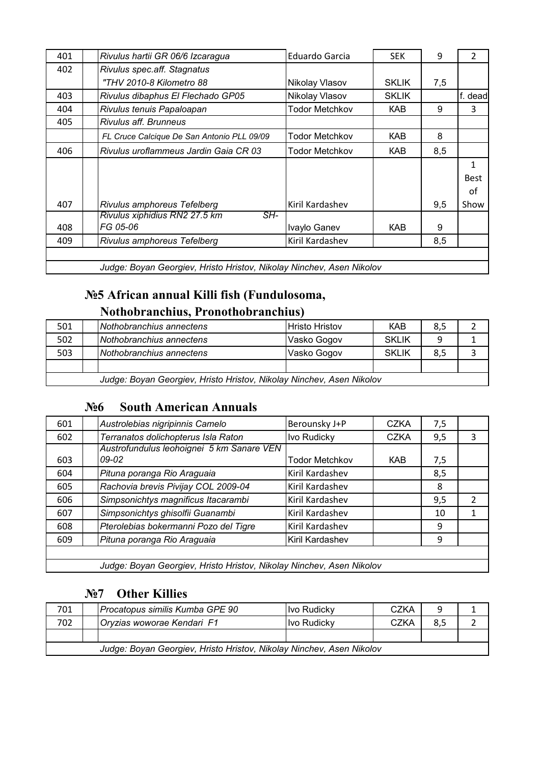| | | | | | | |
|---|---|---|---|---|---|---|
| 401 | | *Rivulus hartii GR 06/6 Izcaragua* | Eduardo Garcia | SEK | 9 | 2 |
| 402 | | *Rivulus spec.aff. Stagnatus "THV 2010-8 Kilometro 88* | Nikolay Vlasov | SKLIK | 7,5 | |
| 403 | | *Rivulus dibaphus El Flechado GP05* | Nikolay Vlasov | SKLIK | | f. dead |
| 404 | | *Rivulus tenuis Papaloapan* | Todor Metchkov | KAB | 9 | 3 |
| 405 | | *Rivulus aff. Brunneus FL Cruce Calcique De San Antonio PLL 09/09* | Todor Metchkov | KAB | 8 | |
| 406 | | *Rivulus uroflammeus Jardin Gaia CR 03* | Todor Metchkov | KAB | 8,5 | |
| 407 | | *Rivulus amphoreus Tefelberg* | Kiril Kardashev | | 9,5 | 1 Best of Show |
| 408 | | *Rivulus xiphidius RN2 27.5 km SH-FG 05-06* | Ivaylo Ganev | KAB | 9 | |
| 409 | | *Rivulus amphoreus Tefelberg* | Kiril Kardashev | | 8,5 | |
| | | | | | | |
| | | *Judge: Boyan Georgiev, Hristo Hristov, Nikolay Ninchev, Asen Nikolov* | | | | |

## №5 African annual Killi fish (Fundulosoma, Nothobranchius, Pronothobranchius)

| | | | | | | |
|---|---|---|---|---|---|---|
| 501 | | *Nothobranchius annectens* | Hristo Hristov | KAB | 8,5 | 2 |
| 502 | | *Nothobranchius annectens* | Vasko Gogov | SKLIK | 9 | 1 |
| 503 | | *Nothobranchius annectens* | Vasko Gogov | SKLIK | 8,5 | 3 |
| | | | | | | |
| | | *Judge: Boyan Georgiev, Hristo Hristov, Nikolay Ninchev, Asen Nikolov* | | | | |

## №6 South American Annuals

| | | | | | | |
|---|---|---|---|---|---|---|
| 601 | | *Austrolebias nigripinnis Camelo* | Berounsky J+P | CZKA | 7,5 | |
| 602 | | *Terranatos dolichopterus Isla Raton* | Ivo Rudicky | CZKA | 9,5 | 3 |
| 603 | | *Austrofundulus leohoignei 5 km Sanare VEN 09-02* | Todor Metchkov | KAB | 7,5 | |
| 604 | | *Pituna poranga Rio Araguaia* | Kiril Kardashev | | 8,5 | |
| 605 | | *Rachovia brevis Pivijay COL 2009-04* | Kiril Kardashev | | 8 | |
| 606 | | *Simpsonichtys magnificus Itacarambi* | Kiril Kardashev | | 9,5 | 2 |
| 607 | | *Simpsonichtys ghisolfii Guanambi* | Kiril Kardashev | | 10 | 1 |
| 608 | | *Pterolebias bokermanni Pozo del Tigre* | Kiril Kardashev | | 9 | |
| 609 | | *Pituna poranga Rio Araguaia* | Kiril Kardashev | | 9 | |
| | | | | | | |
| | | *Judge: Boyan Georgiev, Hristo Hristov, Nikolay Ninchev, Asen Nikolov* | | | | |

## №7 Other Killies

| | | | | | | |
|---|---|---|---|---|---|---|
| 701 | | *Procatopus similis Kumba GPE 90* | Ivo Rudicky | CZKA | 9 | 1 |
| 702 | | *Oryzias woworae Kendari F1* | Ivo Rudicky | CZKA | 8,5 | 2 |
| | | | | | | |
| | | *Judge: Boyan Georgiev, Hristo Hristov, Nikolay Ninchev, Asen Nikolov* | | | | |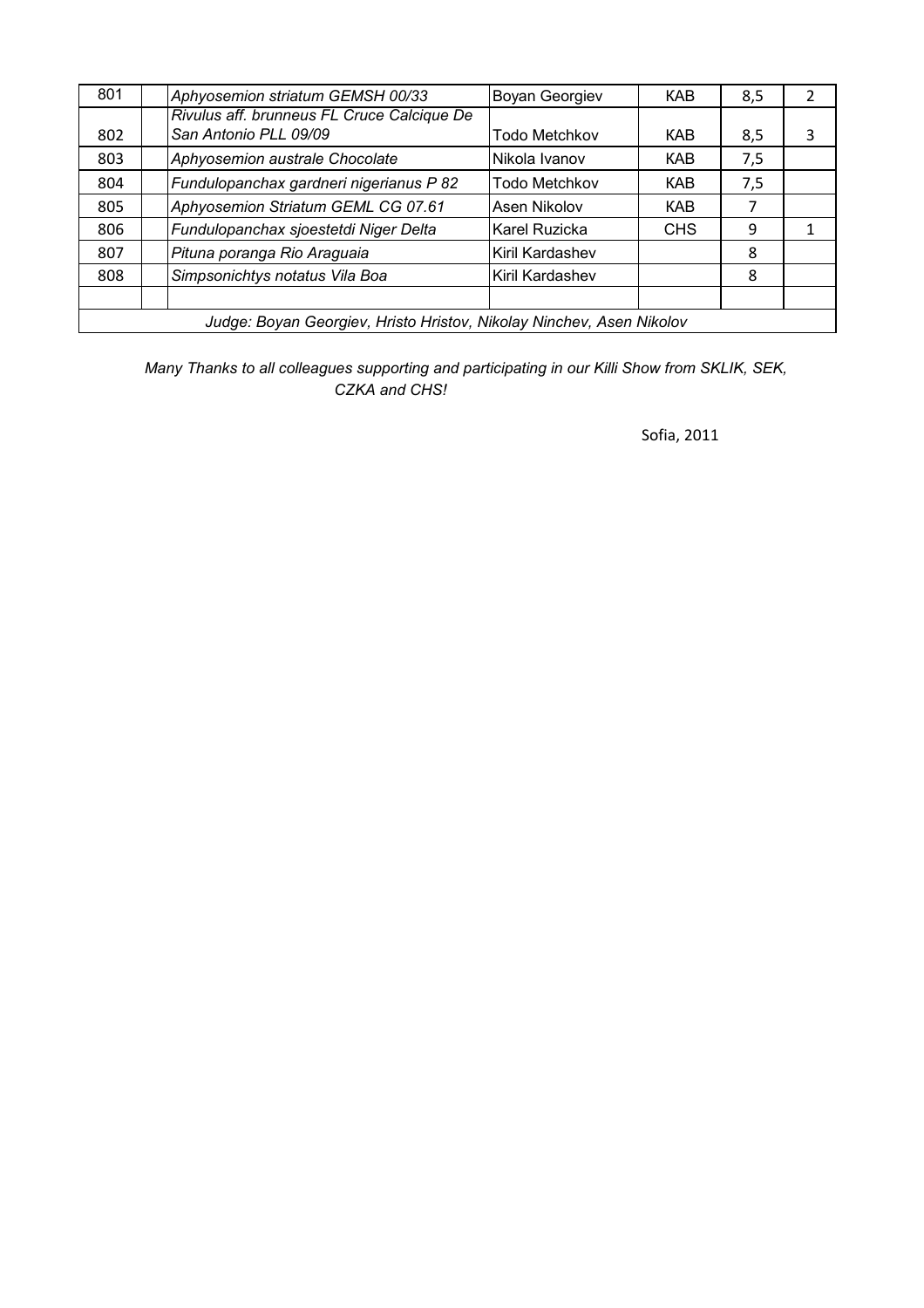| | | | | | | |
|---|---|---|---|---|---|---|
| 801 | | *Aphyosemion striatum GEMSH 00/33* | Boyan Georgiev | KAB | 8,5 | 2 |
| 802 | | *Rivulus aff. brunneus FL Cruce Calcique De San Antonio PLL 09/09* | Todo Metchkov | KAB | 8,5 | 3 |
| 803 | | *Aphyosemion australe Chocolate* | Nikola Ivanov | KAB | 7,5 | |
| 804 | | *Fundulopanchax gardneri nigerianus P 82* | Todo Metchkov | KAB | 7,5 | |
| 805 | | *Aphyosemion Striatum GEML CG 07.61* | Asen Nikolov | KAB | 7 | |
| 806 | | *Fundulopanchax sjoestetdi Niger Delta* | Karel Ruzicka | CHS | 9 | 1 |
| 807 | | *Pituna poranga Rio Araguaia* | Kiril Kardashev | | 8 | |
| 808 | | *Simpsonichtys notatus Vila Boa* | Kiril Kardashev | | 8 | |
| | | | | | | |
| *Judge: Boyan Georgiev, Hristo Hristov, Nikolay Ninchev, Asen Nikolov* | | | | | | |

*Many Thanks to all colleagues supporting and participating in our Killi Show from SKLIK, SEK, CZKA and CHS!*

Sofia, 2011